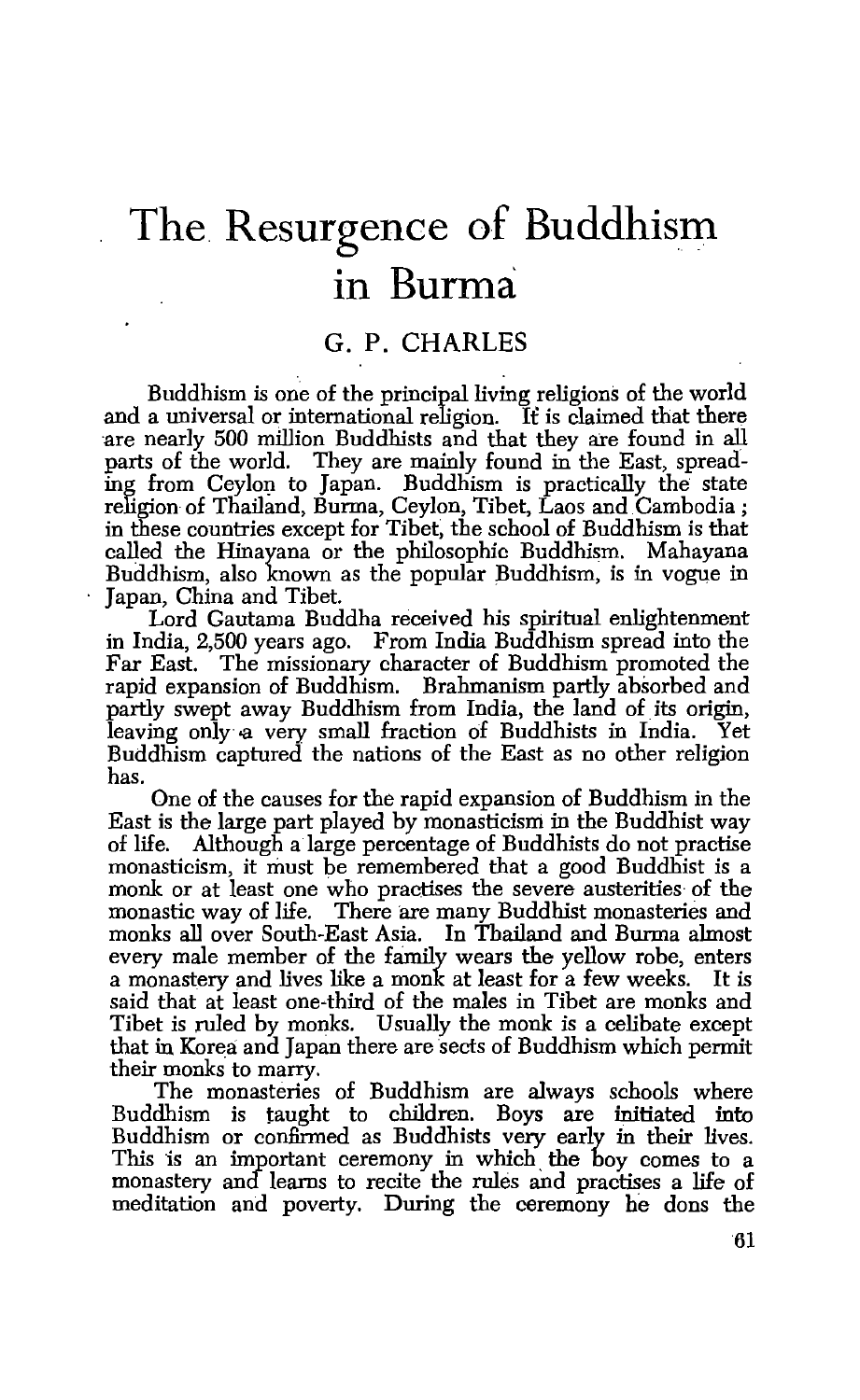# The Resurgence of Buddhism in Burma

## G. P. CHARLES

Buddhism is one of the principal living religions of the world and a universal or international religion. It is claimed that there are nearly 500 million Buddhists and that they are found in all parts of the world. They are mainly found in the East, spreading from Ceylon to Japan. Buddhism is practically the state religion of Thailand, Burma, Ceylon, Tibet, Laos and Cambodia; in these countries except for Tibet, the school of Buddhism is that called the Hinayana or the philosophic Buddhism. Mahayana Buddhism, also known as the popular Buddhism, is in vogue in Japan, China and Tibet.

Lord Gautama Buddha received his spiritual enlightenment in India, 2,500 years ago. From India Buddhism spread into the Far East. The missionary character of Buddhism promoted the rapid expansion of Buddhism. Brahmanism partly absorbed and partly swept away Buddhism from India, the land of its origin, leaving only a very small fraction of Buddhists in India. Yet Buddhism captured the nations of the East as no other religion has.

One of the causes for the rapid expansion of Buddhism in the East is the large part played by monasticism in the Buddhist way of life. Although a large percentage of Buddhists do not practise monasticism, it must be remembered that a good Buddhist is a monk or at least one who practises the severe austerities of the monastic way of life. There are many Buddhist monasteries and monks all over South-East Asia. In Thailand and Burma almost every male member of the family wears the yellow robe, enters a monastery and lives like a monk at least for a few weeks. It is said that at least one-third of the males in Tibet are monks and Tibet is ruled by monks. Usually the monk is a celibate except that in Korea and Japan there are sects of Buddhism which permit their monks to marry.

The monasteries of Buddhism are always schools where Buddhism is taught to children. Boys are initiated into Buddhism or confirmed as Buddhists very early in their lives. This is an important ceremony in which the boy comes to a monastery and learns to recite the rules and practises a life of meditation and poverty. During the ceremony he dons the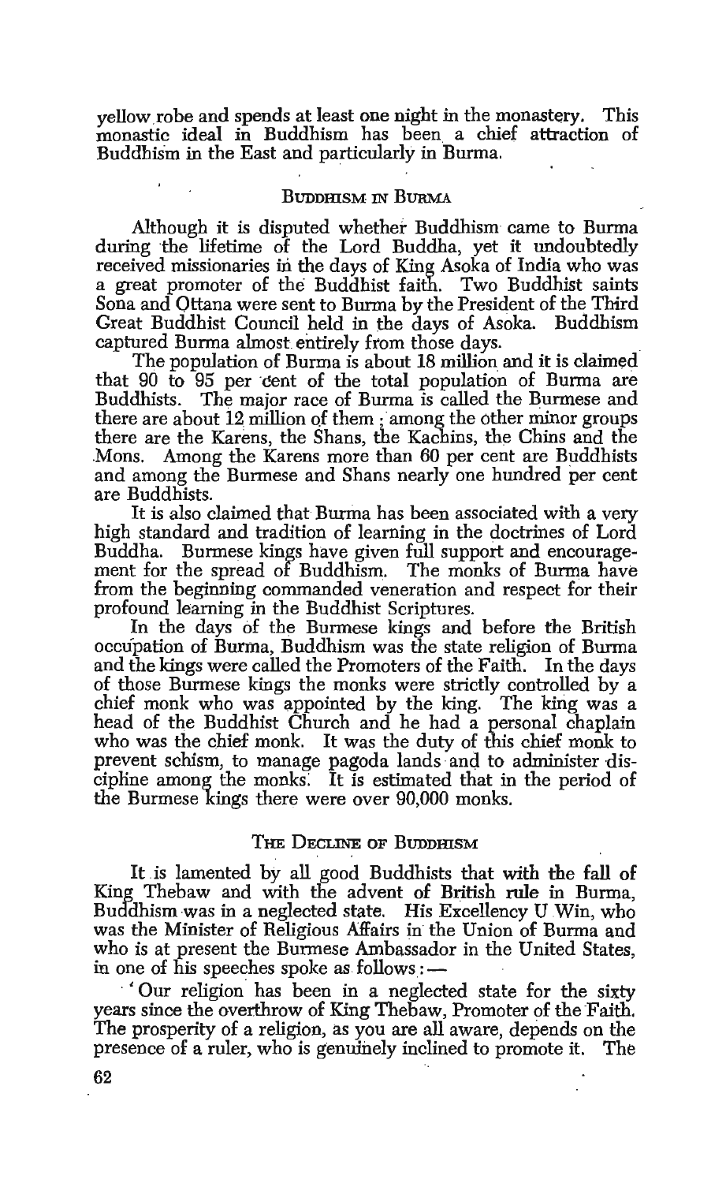yellow robe and spends at least one night in the monastery. This monastic ideal in Buddhism has been a chief attraction of Buddhism in the East and particularly in Burma.

## Buddhism in Burma

Although it is disputed whether Buddhism came to Burma during the lifetime of the Lord Buddha, yet it undoubtedly received missionaries in the days of King Asoka of India who was a great promoter of the Buddhist faith. Two Buddhist saints Sona and Ottana were sent to Burma by the President of the Third Great Buddhist Council held in the days of Asoka. Buddhism captured Burma almost entirely from those days.

The population of Burma is about 18 million and it is claimed that 90 to 95 per cent of the total population of Burma are Buddhists. The major race of Burma is called the Burmese and there are about 12 million of them; among the other minor groups there are the Karens, the Shans, the Kachins, the Chins and the Mons. Among the Karens more than 60 per cent are Buddhists and among the Burmese and Shans nearly one hundred per cent are Buddhists.

It is also claimed that Burma has been associated with a very high standard and tradition of learning in the doctrines of Lord Buddha. Burmese kings have given full support and encouragement for the spread of Buddhism. The monks of Burma have from the beginning commanded veneration and respect for their profound learning in the Buddhist Scriptures.

In the days of the Burmese kings and before the British occupation of Burma, Buddhism was the state religion of Burma and the kings were called the Promoters of the Faith. In the days of those Burmese kings the monks were strictly controlled by a chief monk who was appointed by the king. The king was a head of the Buddhist Church and he had a personal chaplain who was the chief monk. It was the duty of this chief monk to prevent schism, to manage pagoda lands and to administer discipline among the monks. It is estimated that in the period of the Burmese kings there were over 90,000 monks.

## The Decline of Buddhism

It is lamented by all good Buddhists that with the fall of King Thebaw and with the advent of British rule in Burma, Buddhism was in a neglected state. His Excellency U Win, who was the Minister of Religious Affairs in the Union of Burma and who is at present the Burmese Ambassador in the United States, in one of his speeches spoke as follows:—

'Our religion has been in a neglected state for the sixty years since the overthrow of King Thebaw, Promoter of the Faith. The prosperity of a religion, as you are all aware, depends on the presence of a ruler, who is genuinely inclined to promote it. The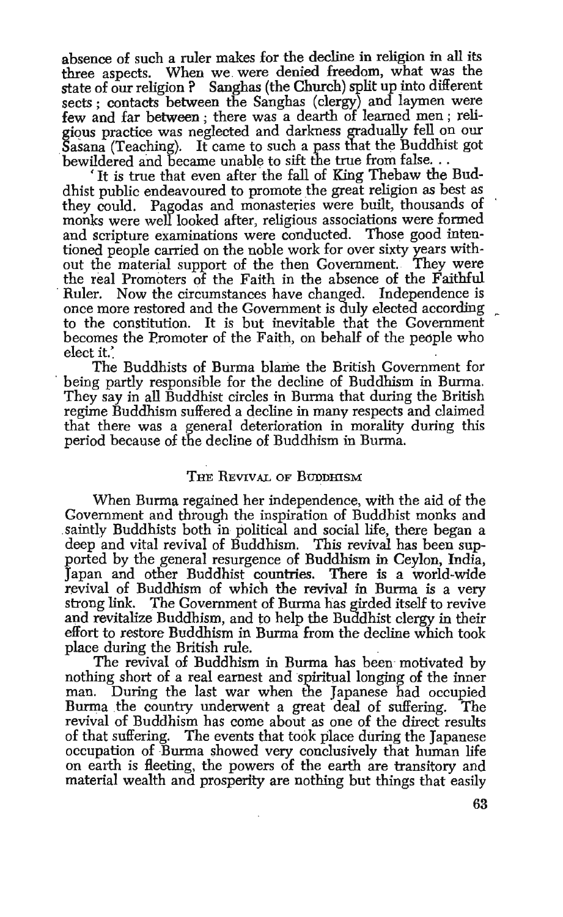absence of such a ruler makes for the decline in religion in all its three aspects. When we were denied freedom, what was the state of our religion? Sanghas (the Church) split up into different sects; contacts between the Sanghas (clergy) and laymen were few and far between; there was a dearth of learned men; religious practice was neglected and darkness gradually fell on our Sasana (Teaching). It came to such a pass that the Buddhist got bewildered and became unable to sift the true from false. . .

'It is true that even after the fall of King Thebaw the Buddhist public endeavoured to promote the great religion as best as they could. Pagodas and monasteries were built, thousands of monks were well looked after, religious associations were formed and scripture examinations were conducted. Those good intentioned people carried on the noble work for over sixty years without the material support of the then Government. They were the real Promoters of the Faith in the absence of the Faithful Ruler. Now the circumstances have changed. Independence is once more restored and the Government is duly elected according to the constitution. It is but inevitable that the Government becomes the Promoter of the Faith, on behalf of the people who elect it.'

The Buddhists of Burma blame the British Government for being partly responsible for the decline of Buddhism in Burma. They say in all Buddhist circles in Burma that during the British regime Buddhism suffered a decline in many respects and claimed that there was a general deterioration in morality during this period because of the decline of Buddhism in Burma.

## The Revival of Buddhism

When Burma regained her independence, with the aid of the Government and through the inspiration of Buddhist monks and saintly Buddhists both in political and social life, there began a deep and vital revival of Buddhism. This revival has been supported by the general resurgence of Buddhism in Ceylon, India, Japan and other Buddhist countries. There is a world-wide revival of Buddhism of which the revival in Burma is a very strong link. The Government of Burma has girded itself to revive and revitalize Buddhism, and to help the Buddhist clergy in their effort to restore Buddhism in Burma from the decline which took place during the British rule.

The revival of Buddhism in Burma has been motivated by nothing short of a real earnest and spiritual longing of the inner man. During the last war when the Japanese had occupied Burma the country underwent a great deal of suffering. The revival of Buddhism has come about as one of the direct results of that suffering. The events that took place during the Japanese occupation of Burma showed very conclusively that human life on earth is fleeting, the powers of the earth are transitory and material wealth and prosperity are nothing but things that easily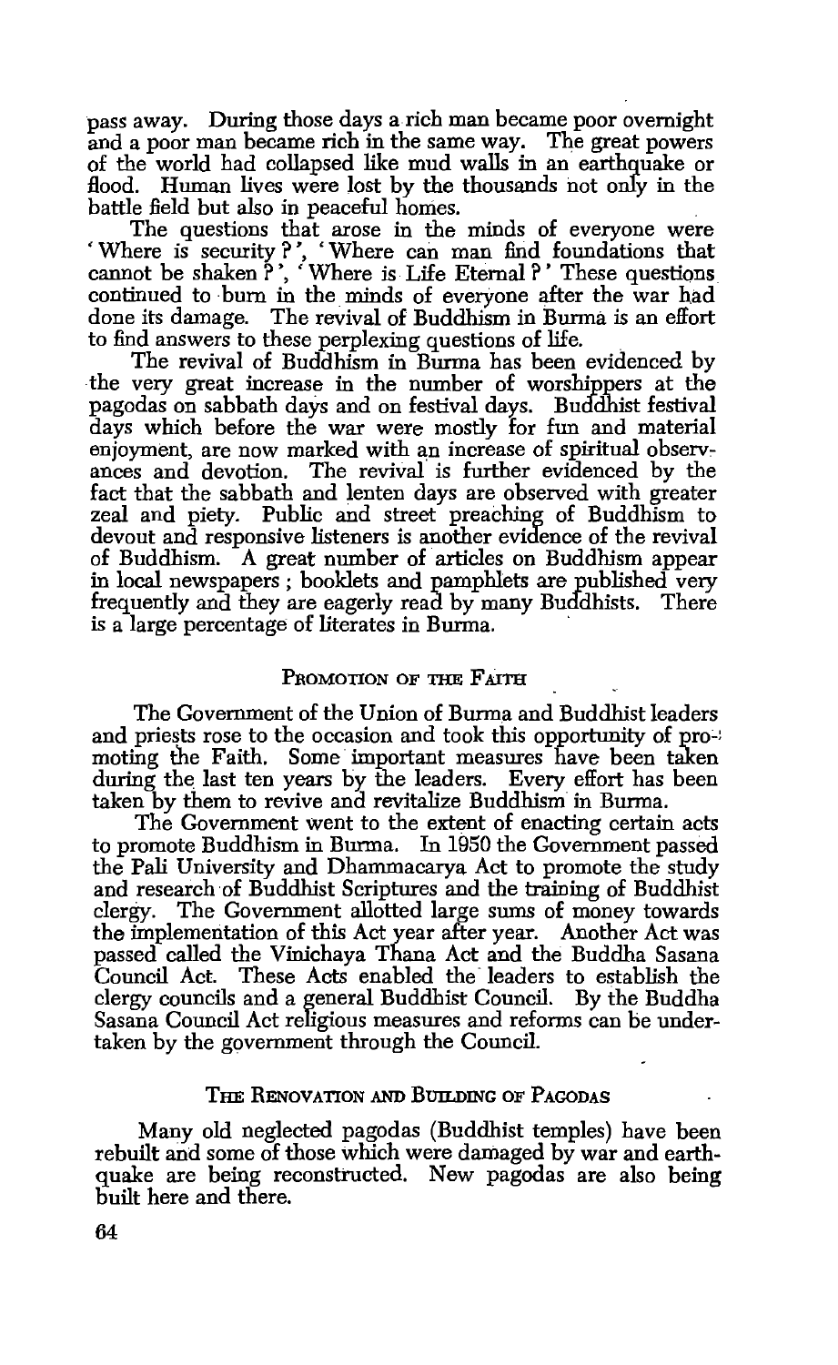pass away. During those days a rich man became poor overnight and a poor man became rich in the same way. The great powers of the world had collapsed like mud walls in an earthquake or flood. Human lives were lost by the thousands not only in the battle field but also in peaceful homes.

The questions that arose in the minds of everyone were 'Where is security?', 'Where can man find foundations that cannot be shaken?', 'Where is Life Eternal?' These questions continued to burn in the minds of everyone after the war had done its damage. The revival of Buddhism in Burma is an effort to find answers to these perplexing questions of life.

The revival of Buddhism in Burma has been evidenced by the very great increase in the number of worshippers at the pagodas on sabbath days and on festival days. Buddhist festival days which before the war were mostly for fun and material enjoyment, are now marked with an increase of spiritual observances and devotion. The revival is further evidenced by the fact that the sabbath and lenten days are observed with greater zeal and piety. Public and street preaching of Buddhism to devout and responsive listeners is another evidence of the revival of Buddhism. A great number of articles on Buddhism appear in local newspapers; booklets and pamphlets are published very frequently and they are eagerly read by many Buddhists. There is a large percentage of literates in Burma.

## Promotion of the Faith

The Government of the Union of Burma and Buddhist leaders and priests rose to the occasion and took this opportunity of promoting the Faith. Some important measures have been taken during the last ten years by the leaders. Every effort has been taken by them to revive and revitalize Buddhism in Burma.

The Government went to the extent of enacting certain acts to promote Buddhism in Burma. In 1950 the Government passed the Pali University and Dhammacarya Act to promote the study and research of Buddhist Scriptures and the training of Buddhist clergy. The Government allotted large sums of money towards the implementation of this Act year after year. Another Act was passed called the Vinichaya Thana Act and the Buddha Sasana Council Act. These Acts enabled the leaders to establish the clergy councils and a general Buddhist Council. By the Buddha Sasana Council Act religious measures and reforms can be undertaken by the government through the Council.

## The Renovation and Building of Pagodas

Many old neglected pagodas (Buddhist temples) have been rebuilt and some of those which were damaged by war and earthquake are being reconstructed. New pagodas are also being built here and there.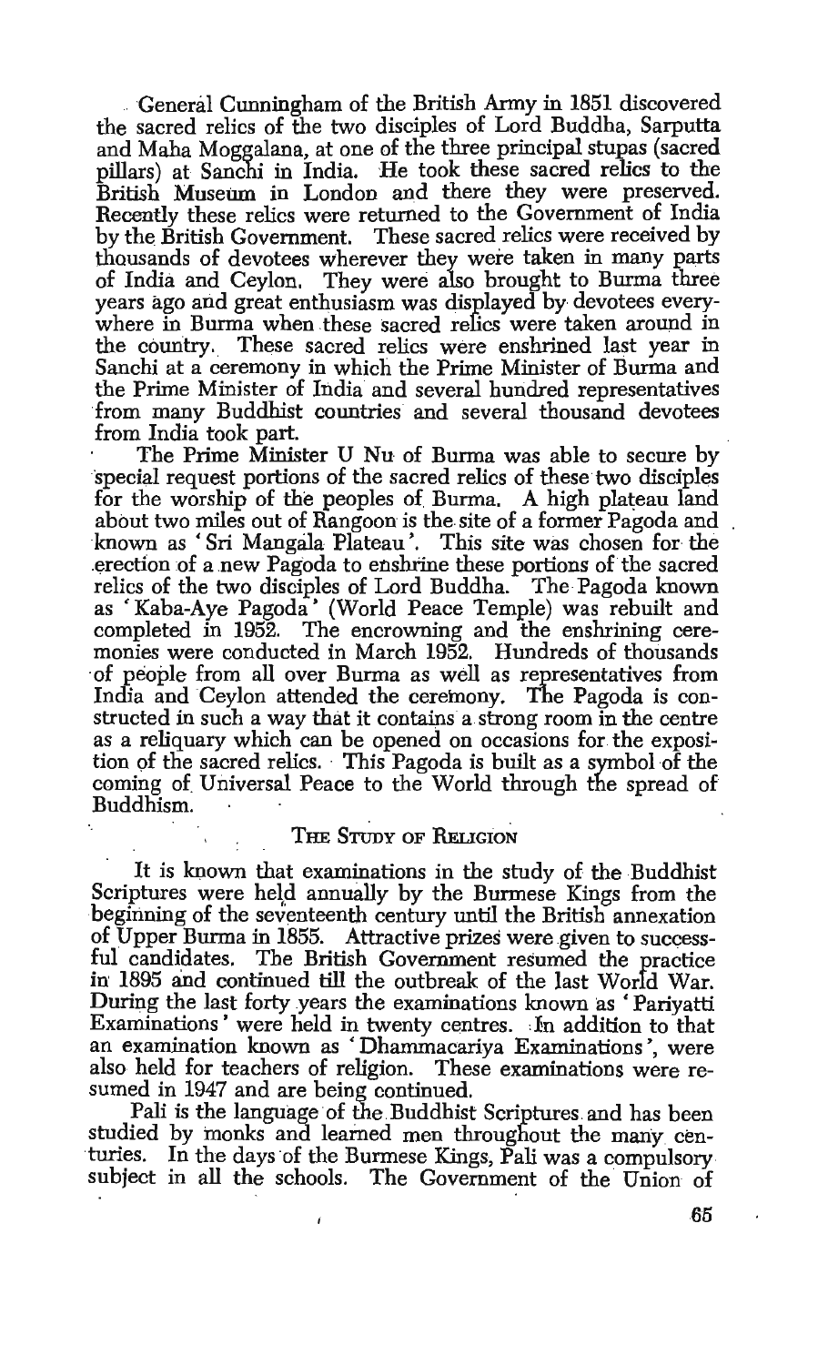General Cunningham of the British Army in 1851 discovered the sacred relics of the two disciples of Lord Buddha, Sarputta and Maha Moggalana, at one of the three principal stupas (sacred pillars) at Sanchi in India. He took these sacred relics to the British Museum in London and there they were preserved. Recently these relics were returned to the Government of India by the British Government. These sacred relics were received by thousands of devotees wherever they were taken in many parts of India and Ceylon. They were also brought to Burma three years ago and great enthusiasm was displayed by devotees everywhere in Burma when these sacred relics were taken around in the country. These sacred relics were enshrined last year in Sanchi at a ceremony in which the Prime Minister of Burma and the Prime Minister of India and several hundred representatives from many Buddhist countries and several thousand devotees from India took part.

The Prime Minister U Nu of Burma was able to secure by special request portions of the sacred relics of these two disciples for the worship of the peoples of Burma. A high plateau land about two miles out of Rangoon is the site of a former Pagoda and known as 'Sri Mangala Plateau'. This site was chosen for the erection of a new Pagoda to enshrine these portions of the sacred relics of the two disciples of Lord Buddha. The Pagoda known as 'Kaba-Aye Pagoda' (World Peace Temple) was rebuilt and completed in 1952. The encrowning and the enshrining ceremonies were conducted in March 1952. Hundreds of thousands of people from all over Burma as well as representatives from India and Ceylon attended the ceremony. The Pagoda is constructed in such a way that it contains a strong room in the centre as a reliquary which can be opened on occasions for the exposition of the sacred relics. This Pagoda is built as a symbol of the coming of Universal Peace to the World through the spread of Buddhism.

## The Study of Religion

It is known that examinations in the study of the Buddhist Scriptures were held annually by the Burmese Kings from the beginning of the seventeenth century until the British annexation of Upper Burma in 1855. Attractive prizes were given to successful candidates. The British Government resumed the practice in 1895 and continued till the outbreak of the last World War. During the last forty years the examinations known as 'Pariyatti Examinations' were held in twenty centres. In addition to that an examination known as 'Dhammacariya Examinations', were also held for teachers of religion. These examinations were resumed in 1947 and are being continued.

Pali is the language of the Buddhist Scriptures and has been studied by monks and learned men throughout the many centuries. In the days of the Burmese Kings, Pali was a compulsory subject in all the schools. The Government of the Union of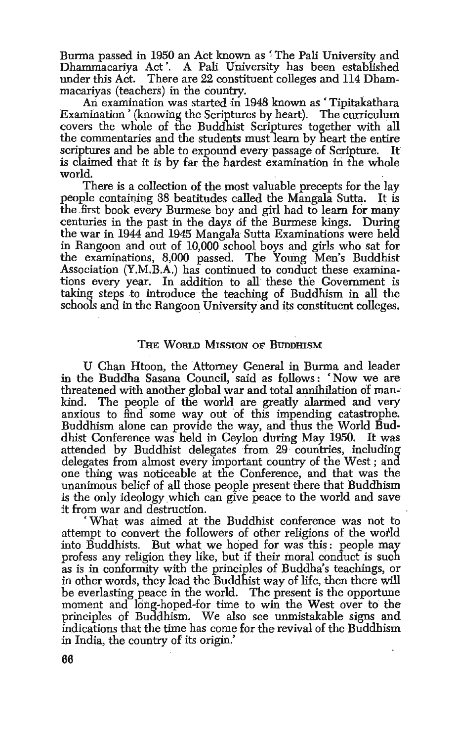Burma passed in 1950 an Act known as 'The Pali University and Dhammacariya Act'. A Pali University has been established under this Act. There are 22 constituent colleges and 114 Dhammacariyas (teachers) in the country.

An examination was started in 1948 known as 'Tipitakathara Examination' (knowing the Scriptures by heart). The curriculum covers the whole of the Buddhist Scriptures together with all the commentaries and the students must learn by heart the entire scriptures and be able to expound every passage of Scripture. It is claimed that it is by far the hardest examination in the whole world.

There is a collection of the most valuable precepts for the lay people containing 38 beatitudes called the Mangala Sutta. It is the first book every Burmese boy and girl had to learn for many centuries in the past in the days of the Burmese kings. During the war in 1944 and 1945 Mangala Sutta Examinations were held in Rangoon and out of 10,000 school boys and girls who sat for the examinations, 8,000 passed. The Young Men's Buddhist Association (Y.M.B.A.) has continued to conduct these examinations every year. In addition to all these the Government is taking steps to introduce the teaching of Buddhism in all the schools and in the Rangoon University and its constituent colleges.

## The World Mission of Buddhism

U Chan Htoon, the Attorney General in Burma and leader in the Buddha Sasana Council, said as follows: 'Now we are threatened with another global war and total annihilation of mankind. The people of the world are greatly alarmed and very anxious to find some way out of this impending catastrophe. Buddhism alone can provide the way, and thus the World Buddhist Conference was held in Ceylon during May 1950. It was attended by Buddhist delegates from 29 countries, including delegates from almost every important country of the West; and one thing was noticeable at the Conference, and that was the unanimous belief of all those people present there that Buddhism is the only ideology which can give peace to the world and save it from war and destruction.

'What was aimed at the Buddhist conference was not to attempt to convert the followers of other religions of the world into Buddhists. But what we hoped for was this: people may profess any religion they like, but if their moral conduct is such as is in conformity with the principles of Buddha's teachings, or in other words, they lead the Buddhist way of life, then there will be everlasting peace in the world. The present is the opportune moment and long-hoped-for time to win the West over to the principles of Buddhism. We also see unmistakable signs and indications that the time has come for the revival of the Buddhism in India, the country of its origin.'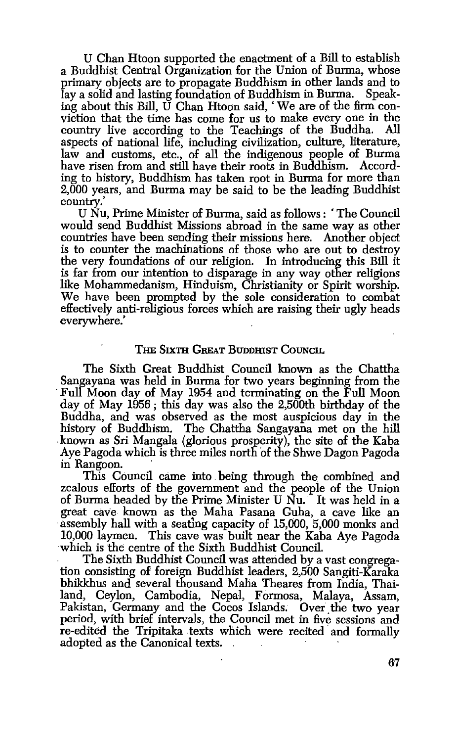U Chan Htoon supported the enactment of a Bill to establish a Buddhist Central Organization for the Union of Burma, whose primary objects are to propagate Buddhism in other lands and to lay a solid and lasting foundation of Buddhism in Burma. Speaking about this Bill, U Chan Htoon said, 'We are of the firm conviction that the time has come for us to make every one in the country live according to the Teachings of the Buddha. All aspects of national life, including civilization, culture, literature, law and customs, etc., of all the indigenous people of Burma have risen from and still have their roots in Buddhism. According to history, Buddhism has taken root in Burma for more than 2,000 years, and Burma may be said to be the leading Buddhist country.'

U Nu, Prime Minister of Burma, said as follows: 'The Council would send Buddhist Missions abroad in the same way as other countries have been sending their missions here. Another object is to counter the machinations of those who are out to destroy the very foundations of our religion. In introducing this Bill it is far from our intention to disparage in any way other religions like Mohammedanism, Hinduism, Christianity or Spirit worship. We have been prompted by the sole consideration to combat effectively anti-religious forces which are raising their ugly heads everywhere.'

## The Sixth Great Buddhist Council

The Sixth Great Buddhist Council known as the Chattha Sangayana was held in Burma for two years beginning from the Full Moon day of May 1954 and terminating on the Full Moon day of May 1956; this day was also the 2,500th birthday of the Buddha, and was observed as the most auspicious day in the history of Buddhism. The Chattha Sangayana met on the hill known as Sri Mangala (glorious prosperity), the site of the Kaba Aye Pagoda which is three miles north of the Shwe Dagon Pagoda in Rangoon.

This Council came into being through the combined and zealous efforts of the government and the people of the Union of Burma headed by the Prime Minister U Nu. It was held in a great cave known as the Maha Pasana Guha, a cave like an assembly hall with a seating capacity of 15,000, 5,000 monks and 10,000 laymen. This cave was built near the Kaba Aye Pagoda which is the centre of the Sixth Buddhist Council.

The Sixth Buddhist Council was attended by a vast congregation consisting of foreign Buddhist leaders, 2,500 Sangiti-Karaka bhikkhus and several thousand Maha Theares from India, Thailand, Ceylon, Cambodia, Nepal, Formosa, Malaya, Assam, Pakistan, Germany and the Cocos Islands. Over the two year period, with brief intervals, the Council met in five sessions and re-edited the Tripitaka texts which were recited and formally adopted as the Canonical texts.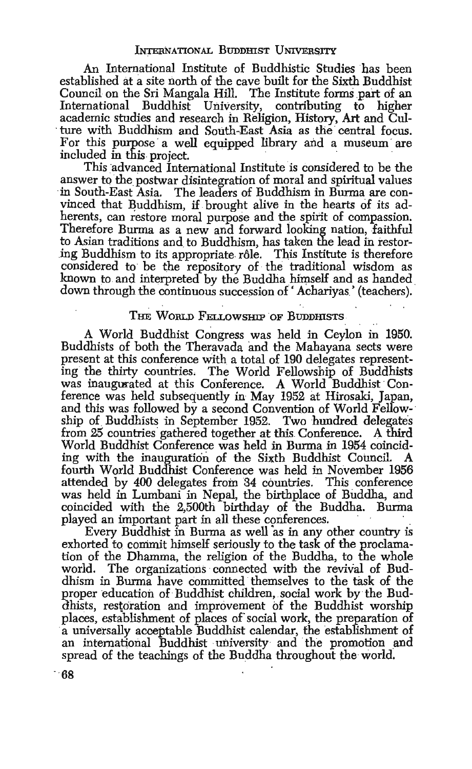## International Buddhist University

An International Institute of Buddhistic Studies has been established at a site north of the cave built for the Sixth Buddhist Council on the Sri Mangala Hill. The Institute forms part of an International Buddhist University, contributing to higher academic studies and research in Religion, History, Art and Culture with Buddhism and South-East Asia as the central focus. For this purpose a well equipped library and a museum are included in this project.

This advanced International Institute is considered to be the answer to the postwar disintegration of moral and spiritual values in South-East Asia. The leaders of Buddhism in Burma are convinced that Buddhism, if brought alive in the hearts of its adherents, can restore moral purpose and the spirit of compassion. Therefore Burma as a new and forward looking nation, faithful to Asian traditions and to Buddhism, has taken the lead in restoring Buddhism to its appropriate rôle. This Institute is therefore considered to be the repository of the traditional wisdom as known to and interpreted by the Buddha himself and as handed down through the continuous succession of 'Achariyas' (teachers).

## The World Fellowship of Buddhists

A World Buddhist Congress was held in Ceylon in 1950. Buddhists of both the Theravada and the Mahayana sects were present at this conference with a total of 190 delegates representing the thirty countries. The World Fellowship of Buddhists was inaugurated at this Conference. A World Buddhist Conference was held subsequently in May 1952 at Hirosaki, Japan, and this was followed by a second Convention of World Fellowship of Buddhists in September 1952. Two hundred delegates from 25 countries gathered together at this Conference. A third World Buddhist Conference was held in Burma in 1954 coinciding with the inauguration of the Sixth Buddhist Council. A fourth World Buddhist Conference was held in November 1956 attended by 400 delegates from 34 countries. This conference was held in Lumbani in Nepal, the birthplace of Buddha, and coincided with the 2,500th birthday of the Buddha. Burma played an important part in all these conferences.

Every Buddhist in Burma as well as in any other country is exhorted to commit himself seriously to the task of the proclamation of the Dhamma, the religion of the Buddha, to the whole world. The organizations connected with the revival of Buddhism in Burma have committed themselves to the task of the proper education of Buddhist children, social work by the Buddhists, restoration and improvement of the Buddhist worship places, establishment of places of social work, the preparation of a universally acceptable Buddhist calendar, the establishment of an international Buddhist university and the promotion and spread of the teachings of the Buddha throughout the world.